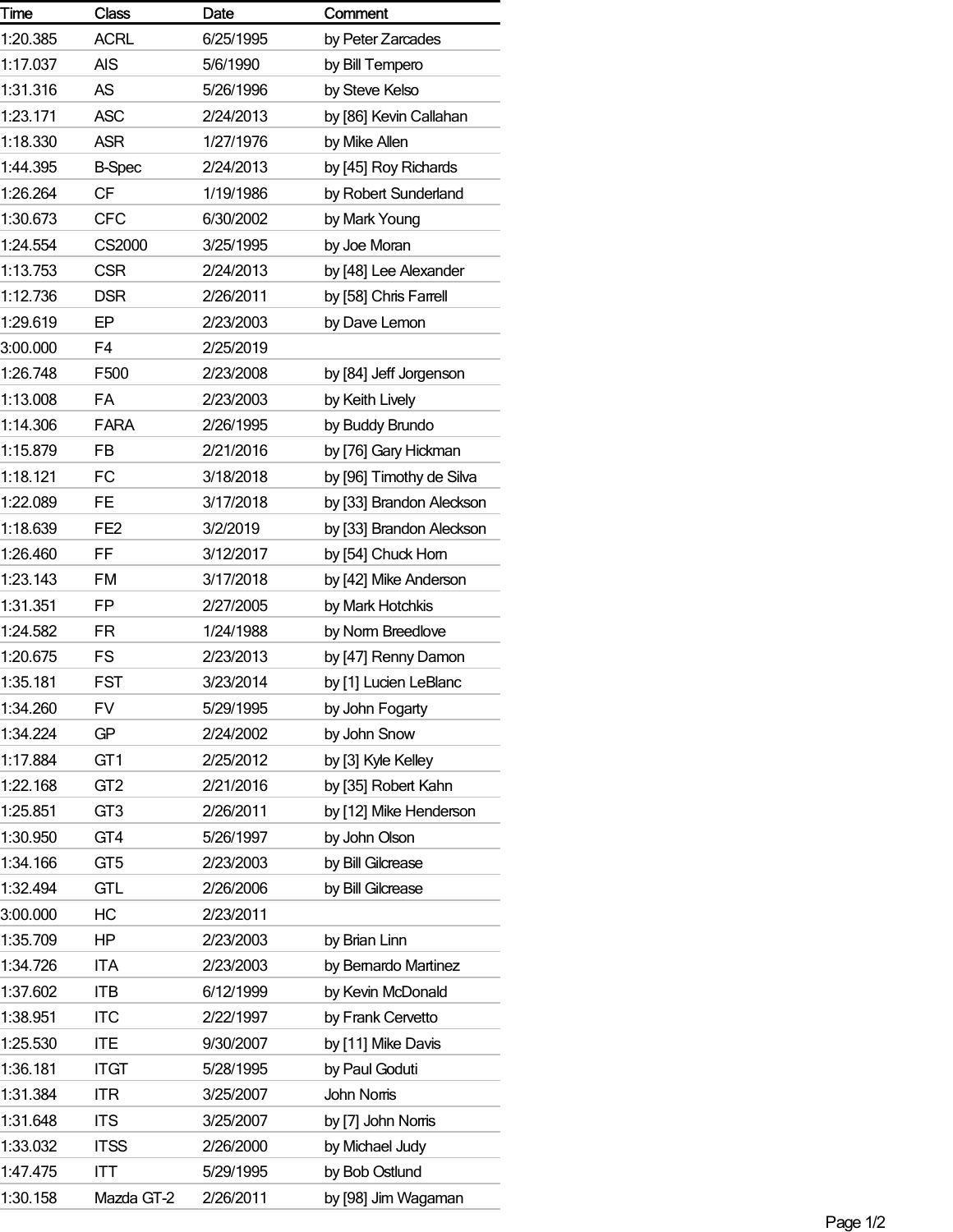| Time | Class | Date | Comment |
| --- | --- | --- | --- |
| 1:20.385 | ACRL | 6/25/1995 | by Peter Zarcades |
| 1:17.037 | AIS | 5/6/1990 | by Bill Tempero |
| 1:31.316 | AS | 5/26/1996 | by Steve Kelso |
| 1:23.171 | ASC | 2/24/2013 | by [86] Kevin Callahan |
| 1:18.330 | ASR | 1/27/1976 | by Mike Allen |
| 1:44.395 | B-Spec | 2/24/2013 | by [45] Roy Richards |
| 1:26.264 | CF | 1/19/1986 | by Robert Sunderland |
| 1:30.673 | CFC | 6/30/2002 | by Mark Young |
| 1:24.554 | CS2000 | 3/25/1995 | by Joe Moran |
| 1:13.753 | CSR | 2/24/2013 | by [48] Lee Alexander |
| 1:12.736 | DSR | 2/26/2011 | by [58] Chris Farrell |
| 1:29.619 | EP | 2/23/2003 | by Dave Lemon |
| 3:00.000 | F4 | 2/25/2019 | |
| 1:26.748 | F500 | 2/23/2008 | by [84] Jeff Jorgenson |
| 1:13.008 | FA | 2/23/2003 | by Keith Lively |
| 1:14.306 | FARA | 2/26/1995 | by Buddy Brundo |
| 1:15.879 | FB | 2/21/2016 | by [76] Gary Hickman |
| 1:18.121 | FC | 3/18/2018 | by [96] Timothy de Silva |
| 1:22.089 | FE | 3/17/2018 | by [33] Brandon Aleckson |
| 1:18.639 | FE2 | 3/2/2019 | by [33] Brandon Aleckson |
| 1:26.460 | FF | 3/12/2017 | by [54] Chuck Horn |
| 1:23.143 | FM | 3/17/2018 | by [42] Mike Anderson |
| 1:31.351 | FP | 2/27/2005 | by Mark Hotchkis |
| 1:24.582 | FR | 1/24/1988 | by Norm Breedlove |
| 1:20.675 | FS | 2/23/2013 | by [47] Renny Damon |
| 1:35.181 | FST | 3/23/2014 | by [1] Lucien LeBlanc |
| 1:34.260 | FV | 5/29/1995 | by John Fogarty |
| 1:34.224 | GP | 2/24/2002 | by John Snow |
| 1:17.884 | GT1 | 2/25/2012 | by [3] Kyle Kelley |
| 1:22.168 | GT2 | 2/21/2016 | by [35] Robert Kahn |
| 1:25.851 | GT3 | 2/26/2011 | by [12] Mike Henderson |
| 1:30.950 | GT4 | 5/26/1997 | by John Olson |
| 1:34.166 | GT5 | 2/23/2003 | by Bill Gilcrease |
| 1:32.494 | GTL | 2/26/2006 | by Bill Gilcrease |
| 3:00.000 | HC | 2/23/2011 | |
| 1:35.709 | HP | 2/23/2003 | by Brian Linn |
| 1:34.726 | ITA | 2/23/2003 | by Bernardo Martinez |
| 1:37.602 | ITB | 6/12/1999 | by Kevin McDonald |
| 1:38.951 | ITC | 2/22/1997 | by Frank Cervetto |
| 1:25.530 | ITE | 9/30/2007 | by [11] Mike Davis |
| 1:36.181 | ITGT | 5/28/1995 | by Paul Goduti |
| 1:31.384 | ITR | 3/25/2007 | John Norris |
| 1:31.648 | ITS | 3/25/2007 | by [7] John Norris |
| 1:33.032 | ITSS | 2/26/2000 | by Michael Judy |
| 1:47.475 | ITT | 5/29/1995 | by Bob Ostlund |
| 1:30.158 | Mazda GT-2 | 2/26/2011 | by [98] Jim Wagaman |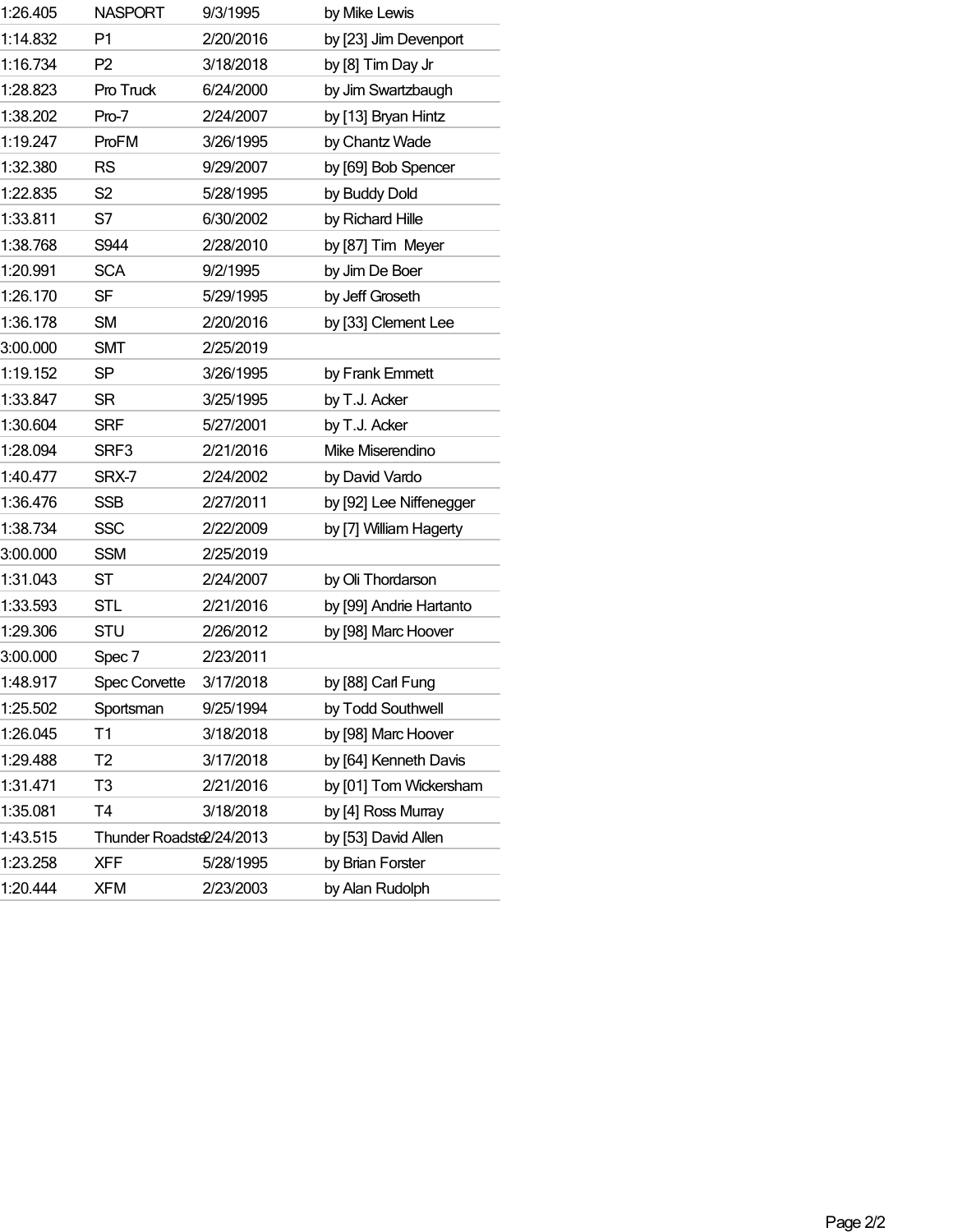| | | | |
|---|---|---|---|
| 1:26.405 | NASPORT | 9/3/1995 | by Mike Lewis |
| 1:14.832 | P1 | 2/20/2016 | by [23] Jim Devenport |
| 1:16.734 | P2 | 3/18/2018 | by [8] Tim Day Jr |
| 1:28.823 | Pro Truck | 6/24/2000 | by Jim Swartzbaugh |
| 1:38.202 | Pro-7 | 2/24/2007 | by [13] Bryan Hintz |
| 1:19.247 | ProFM | 3/26/1995 | by Chantz Wade |
| 1:32.380 | RS | 9/29/2007 | by [69] Bob Spencer |
| 1:22.835 | S2 | 5/28/1995 | by Buddy Dold |
| 1:33.811 | S7 | 6/30/2002 | by Richard Hille |
| 1:38.768 | S944 | 2/28/2010 | by [87] Tim Meyer |
| 1:20.991 | SCA | 9/2/1995 | by Jim De Boer |
| 1:26.170 | SF | 5/29/1995 | by Jeff Groseth |
| 1:36.178 | SM | 2/20/2016 | by [33] Clement Lee |
| 3:00.000 | SMT | 2/25/2019 | |
| 1:19.152 | SP | 3/26/1995 | by Frank Emmett |
| 1:33.847 | SR | 3/25/1995 | by T.J. Acker |
| 1:30.604 | SRF | 5/27/2001 | by T.J. Acker |
| 1:28.094 | SRF3 | 2/21/2016 | Mike Miserendino |
| 1:40.477 | SRX-7 | 2/24/2002 | by David Vardo |
| 1:36.476 | SSB | 2/27/2011 | by [92] Lee Niffenegger |
| 1:38.734 | SSC | 2/22/2009 | by [7] William Hagerty |
| 3:00.000 | SSM | 2/25/2019 | |
| 1:31.043 | ST | 2/24/2007 | by Oli Thordarson |
| 1:33.593 | STL | 2/21/2016 | by [99] Andrie Hartanto |
| 1:29.306 | STU | 2/26/2012 | by [98] Marc Hoover |
| 3:00.000 | Spec 7 | 2/23/2011 | |
| 1:48.917 | Spec Corvette | 3/17/2018 | by [88] Carl Fung |
| 1:25.502 | Sportsman | 9/25/1994 | by Todd Southwell |
| 1:26.045 | T1 | 3/18/2018 | by [98] Marc Hoover |
| 1:29.488 | T2 | 3/17/2018 | by [64] Kenneth Davis |
| 1:31.471 | T3 | 2/21/2016 | by [01] Tom Wickersham |
| 1:35.081 | T4 | 3/18/2018 | by [4] Ross Murray |
| 1:43.515 | Thunder Roadster | 2/24/2013 | by [53] David Allen |
| 1:23.258 | XFF | 5/28/1995 | by Brian Forster |
| 1:20.444 | XFM | 2/23/2003 | by Alan Rudolph |